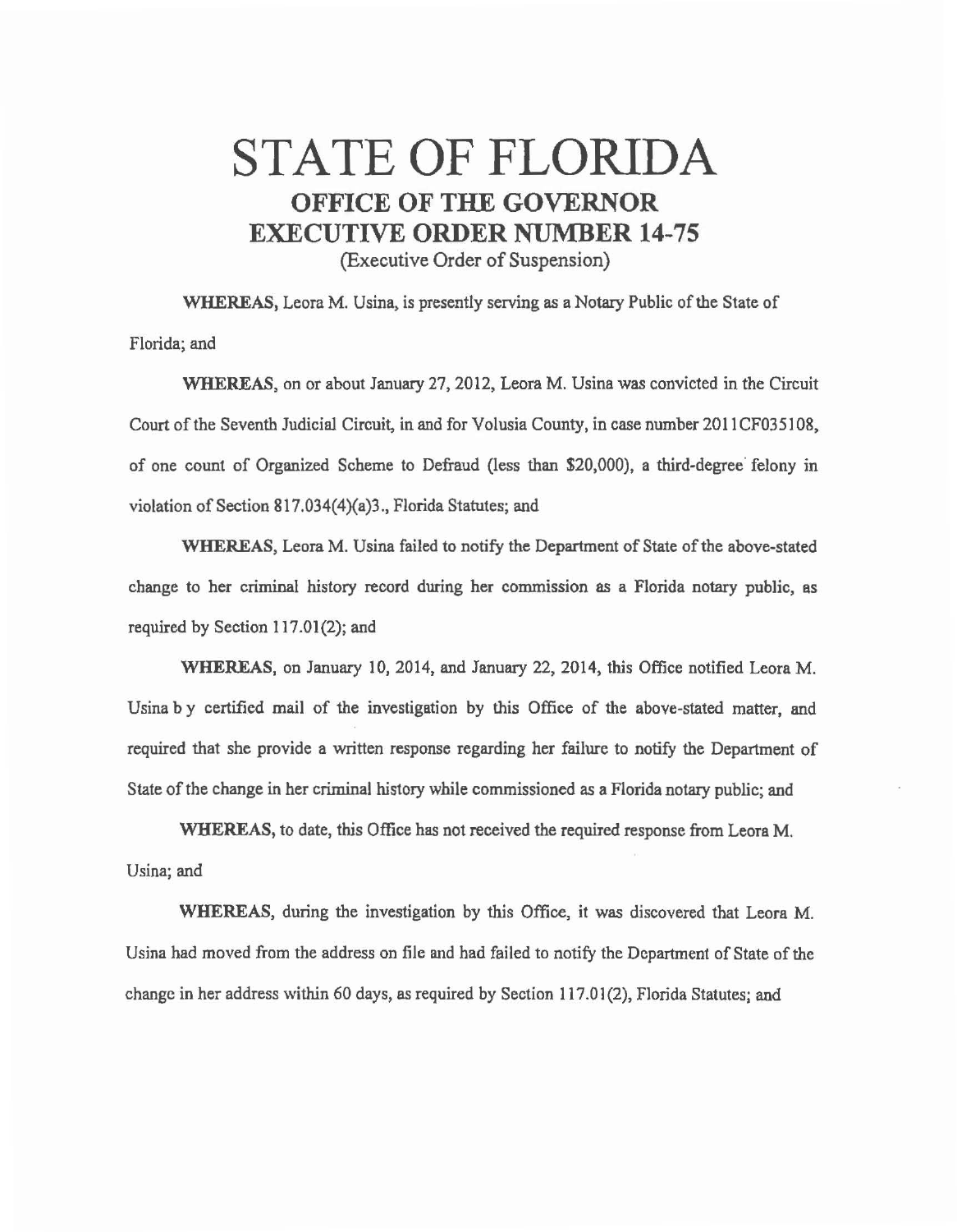# STATE OF FLORIDA

## OFFICE OF THE GOVERNOR

## EXECUTIVE ORDER NUMBER 14-75

(Executive Order of Suspension)

**WHEREAS,** Leora M. Usina, is presently serving as a Notary Public of the State of Florida; and

**WHEREAS,** on or about January 27, 2012, Leora M. Usina was convicted in the Circuit Court of the Seventh Judicial Circuit, in and for Volusia County, in case number 2011CF035108, of one count of Organized Scheme to Defraud (less than $20,000), a third-degree felony in violation of Section 817.034(4)(a)3., Florida Statutes; and

**WHEREAS,** Leora M. Usina failed to notify the Department of State of the above-stated change to her criminal history record during her commission as a Florida notary public, as required by Section 117.01(2); and

**WHEREAS,** on January 10, 2014, and January 22, 2014, this Office notified Leora M. Usina b y certified mail of the investigation by this Office of the above-stated matter, and required that she provide a written response regarding her failure to notify the Department of State of the change in her criminal history while commissioned as a Florida notary public; and

**WHEREAS,** to date, this Office has not received the required response from Leora M. Usina; and

**WHEREAS,** during the investigation by this Office, it was discovered that Leora M. Usina had moved from the address on file and had failed to notify the Department of State of the change in her address within 60 days, as required by Section 117.01(2), Florida Statutes; and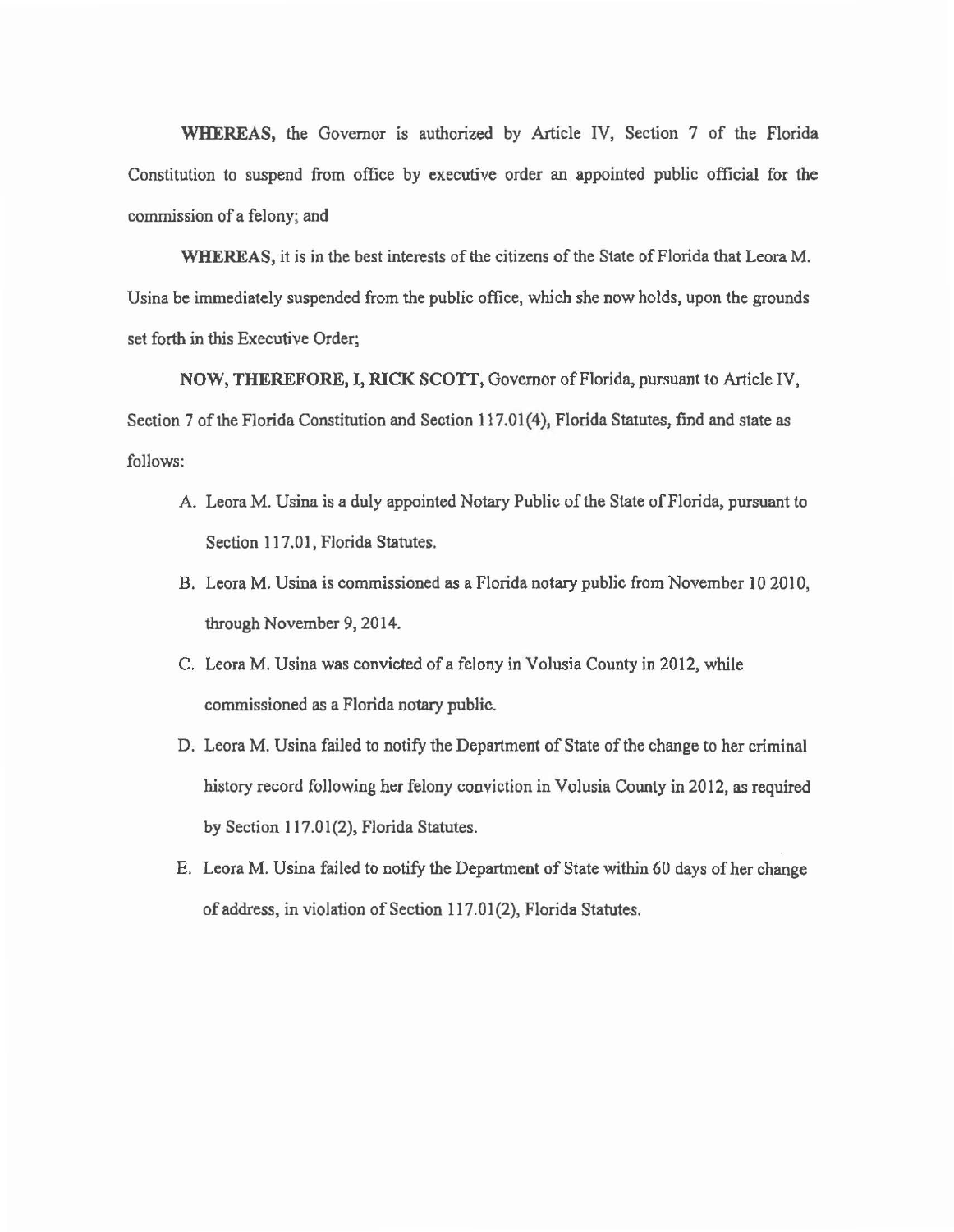**WHEREAS,** the Governor is authorized by Article IV, Section 7 of the Florida Constitution to suspend from office by executive order an appointed public official for the commission of a felony; and

**WHEREAS,** it is in the best interests of the citizens of the State of Florida that Leora M. Usina be immediately suspended from the public office, which she now holds, upon the grounds set forth in this Executive Order;

**NOW, THEREFORE, I, RICK SCOTT,** Governor of Florida, pursuant to Article IV, Section 7 of the Florida Constitution and Section 117.01(4), Florida Statutes, find and state as follows:

A. Leora M. Usina is a duly appointed Notary Public of the State of Florida, pursuant to Section 117.01, Florida Statutes.

B. Leora M. Usina is commissioned as a Florida notary public from November 10 2010, through November 9, 2014.

C. Leora M. Usina was convicted of a felony in Volusia County in 2012, while commissioned as a Florida notary public.

D. Leora M. Usina failed to notify the Department of State of the change to her criminal history record following her felony conviction in Volusia County in 2012, as required by Section 117.01(2), Florida Statutes.

E. Leora M. Usina failed to notify the Department of State within 60 days of her change of address, in violation of Section 117.01(2), Florida Statutes.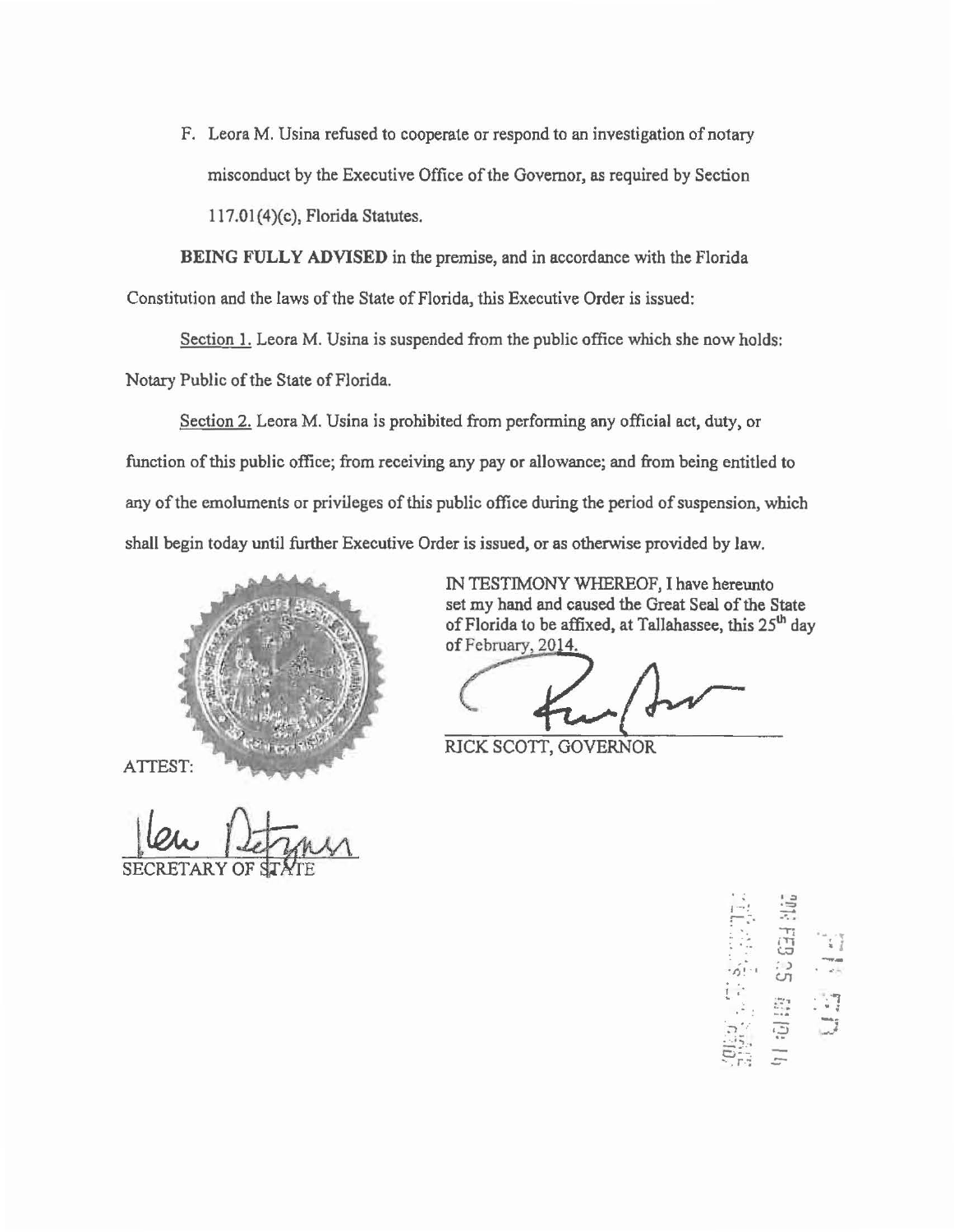F. Leora M. Usina refused to cooperate or respond to an investigation of notary misconduct by the Executive Office of the Governor, as required by Section 117.01(4)(c), Florida Statutes.

**BEING FULLY ADVISED** in the premise, and in accordance with the Florida Constitution and the laws of the State of Florida, this Executive Order is issued:

Section 1. Leora M. Usina is suspended from the public office which she now holds: Notary Public of the State of Florida.

Section 2. Leora M. Usina is prohibited from performing any official act, duty, or function of this public office; from receiving any pay or allowance; and from being entitled to any of the emoluments or privileges of this public office during the period of suspension, which shall begin today until further Executive Order is issued, or as otherwise provided by law.

IN TESTIMONY WHEREOF, I have hereunto set my hand and caused the Great Seal of the State of Florida to be affixed, at Tallahassee, this 25th day of February, 2014.

RICK SCOTT, GOVERNOR

ATTEST:

SECRETARY OF STATE

2014 FEB 25 AM 10:14

FILED